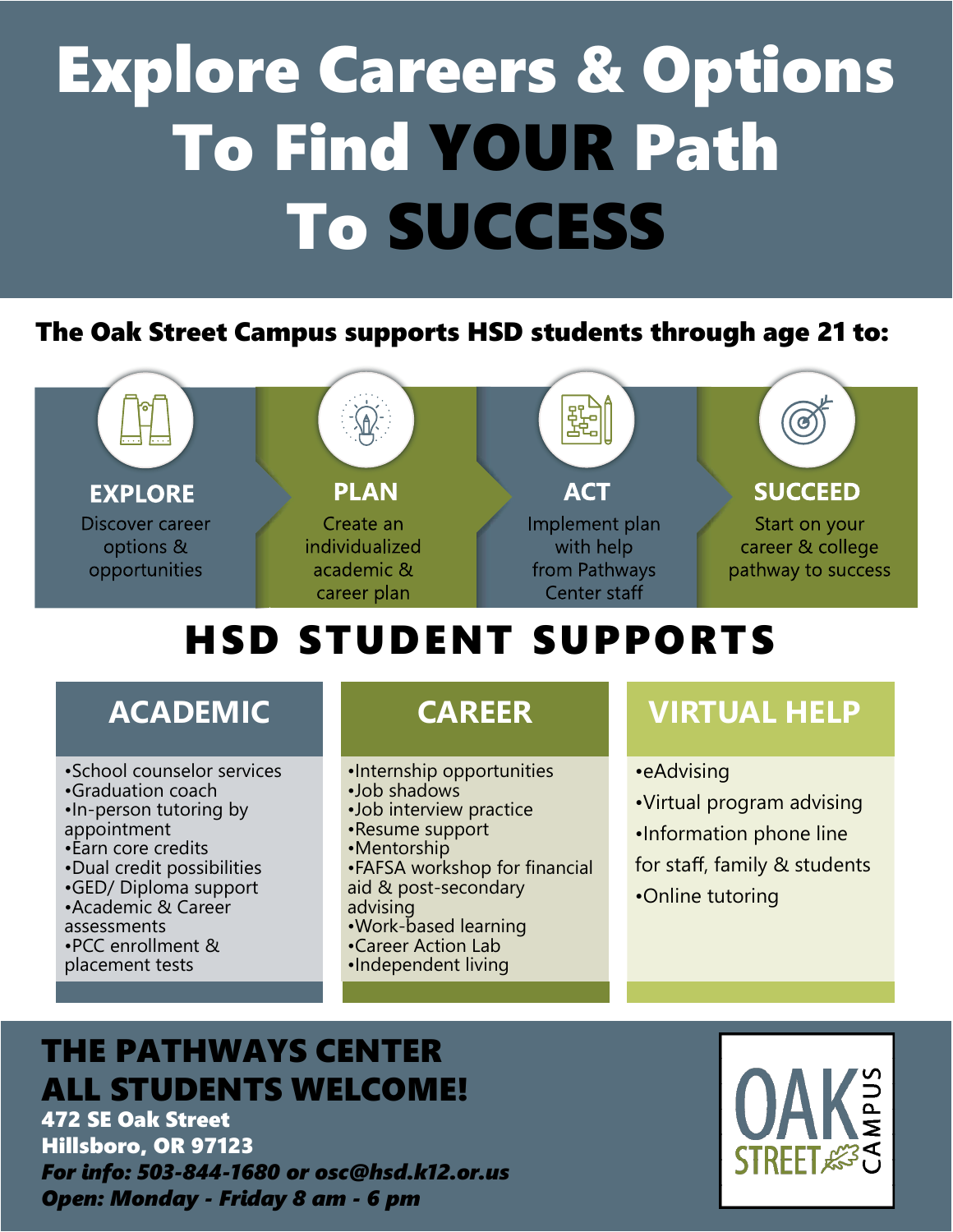# Explore Careers & Options To Find YOUR Path To SUCCESS

**The Oak Street Campus supports HSD students through age 21 to:**

### EXPLORE
Discover career options & opportunities

### PLAN
Create an individualized academic & career plan

### ACT
Implement plan with help from Pathways Center staff

### SUCCEED
Start on your career & college pathway to success

## HSD STUDENT SUPPORTS

### ACADEMIC

- School counselor services
- Graduation coach
- In-person tutoring by appointment
- Earn core credits
- Dual credit possibilities
- GED/ Diploma support
- Academic & Career assessments
- PCC enrollment & placement tests

### CAREER

- Internship opportunities
- Job shadows
- Job interview practice
- Resume support
- Mentorship
- FAFSA workshop for financial aid & post-secondary advising
- Work-based learning
- Career Action Lab
- Independent living

### VIRTUAL HELP

- eAdvising
- Virtual program advising
- Information phone line for staff, family & students
- Online tutoring

## THE PATHWAYS CENTER
## ALL STUDENTS WELCOME!

**472 SE Oak Street**
**Hillsboro, OR 97123**
***For info: 503-844-1680 or osc@hsd.k12.or.us***
***Open: Monday - Friday 8 am - 6 pm***

OAK STREET CAMPUS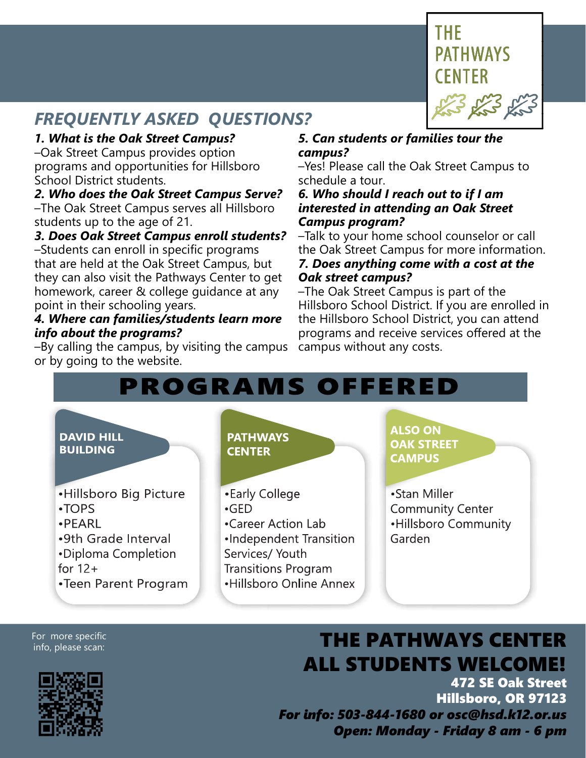THE PATHWAYS CENTER

## *FREQUENTLY ASKED QUESTIONS?*

***1. What is the Oak Street Campus?***
–Oak Street Campus provides option programs and opportunities for Hillsboro School District students.

***2. Who does the Oak Street Campus Serve?***
–The Oak Street Campus serves all Hillsboro students up to the age of 21.

***3. Does Oak Street Campus enroll students?***
–Students can enroll in specific programs that are held at the Oak Street Campus, but they can also visit the Pathways Center to get homework, career & college guidance at any point in their schooling years.

***4. Where can families/students learn more info about the programs?***
–By calling the campus, by visiting the campus or by going to the website.

***5. Can students or families tour the campus?***
–Yes! Please call the Oak Street Campus to schedule a tour.

***6. Who should I reach out to if I am interested in attending an Oak Street Campus program?***
–Talk to your home school counselor or call the Oak Street Campus for more information.

***7. Does anything come with a cost at the Oak street campus?***
–The Oak Street Campus is part of the Hillsboro School District. If you are enrolled in the Hillsboro School District, you can attend programs and receive services offered at the campus without any costs.

# PROGRAMS OFFERED

**DAVID HILL BUILDING**

- Hillsboro Big Picture
- TOPS
- PEARL
- 9th Grade Interval
- Diploma Completion for 12+
- Teen Parent Program

**PATHWAYS CENTER**

- Early College
- GED
- Career Action Lab
- Independent Transition Services/ Youth Transitions Program
- Hillsboro Online Annex

**ALSO ON OAK STREET CAMPUS**

- Stan Miller Community Center
- Hillsboro Community Garden

For more specific info, please scan:

## THE PATHWAYS CENTER ALL STUDENTS WELCOME!

**472 SE Oak Street**
**Hillsboro, OR 97123**
***For info: 503-844-1680 or osc@hsd.k12.or.us***
***Open: Monday - Friday 8 am - 6 pm***